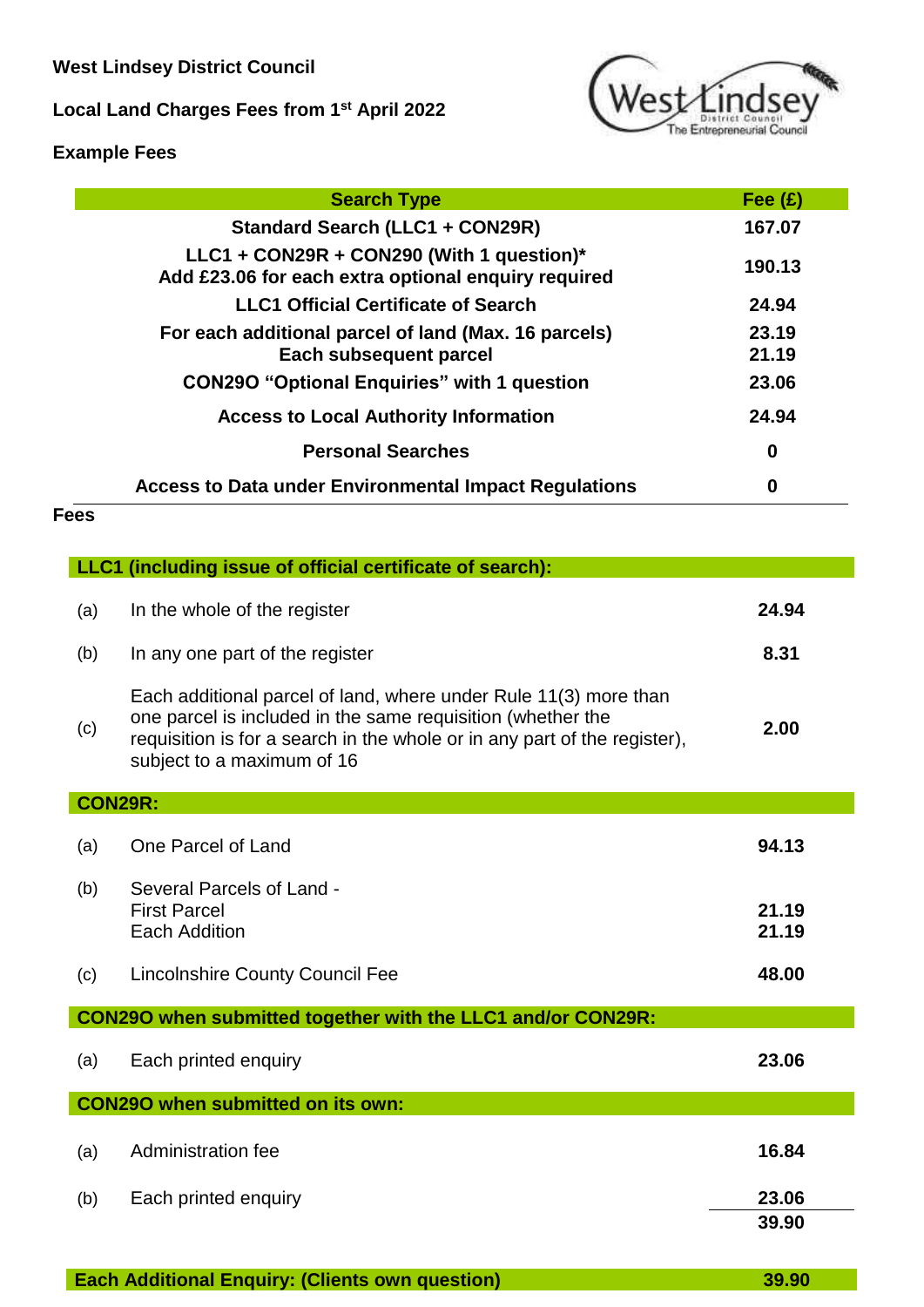**West Lindsey District Council**

**Local Land Charges Fees from 1st April 2022**

**Example Fees**

| Search Type | Fee (£) |
|---|---|
| **Standard Search (LLC1 + CON29R)** | **167.07** |
| **LLC1 + CON29R + CON290 (With 1 question)*<br>Add £23.06 for each extra optional enquiry required** | **190.13** |
| **LLC1 Official Certificate of Search** | **24.94** |
| **For each additional parcel of land (Max. 16 parcels)<br>Each subsequent parcel** | **23.19<br>21.19** |
| **CON29O "Optional Enquiries" with 1 question** | **23.06** |
| **Access to Local Authority Information** | **24.94** |
| **Personal Searches** | **0** |
| **Access to Data under Environmental Impact Regulations** | **0** |

**Fees**

| | | |
|---|---|---|
| **LLC1 (including issue of official certificate of search):** | | |
| (a) | In the whole of the register | **24.94** |
| (b) | In any one part of the register | **8.31** |
| (c) | Each additional parcel of land, where under Rule 11(3) more than one parcel is included in the same requisition (whether the requisition is for a search in the whole or in any part of the register), subject to a maximum of 16 | **2.00** |
| **CON29R:** | | |
| (a) | One Parcel of Land | **94.13** |
| (b) | Several Parcels of Land -<br>First Parcel<br>Each Addition | <br>**21.19**<br>**21.19** |
| (c) | Lincolnshire County Council Fee | **48.00** |
| **CON29O when submitted together with the LLC1 and/or CON29R:** | | |
| (a) | Each printed enquiry | **23.06** |
| **CON29O when submitted on its own:** | | |
| (a) | Administration fee | **16.84** |
| (b) | Each printed enquiry | **23.06** |
| | | **39.90** |
| **Each Additional Enquiry: (Clients own question)** | | **39.90** |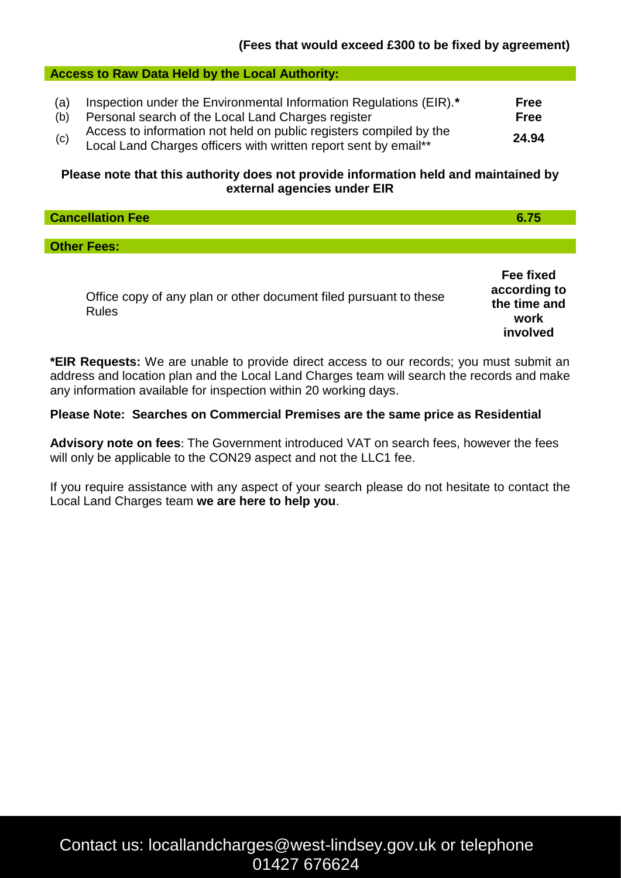**(Fees that would exceed £300 to be fixed by agreement)**

## Access to Raw Data Held by the Local Authority:

| | | |
|---|---|---|
| (a) | Inspection under the Environmental Information Regulations (EIR).* | **Free** |
| (b) | Personal search of the Local Land Charges register | **Free** |
| (c) | Access to information not held on public registers compiled by the Local Land Charges officers with written report sent by email** | **24.94** |

**Please note that this authority does not provide information held and maintained by external agencies under EIR**

| | |
|---|---|
| **Cancellation Fee** | **6.75** |

## Other Fees:

| | |
|---|---|
| Office copy of any plan or other document filed pursuant to these Rules | **Fee fixed according to the time and work involved** |

***EIR Requests:** We are unable to provide direct access to our records; you must submit an address and location plan and the Local Land Charges team will search the records and make any information available for inspection within 20 working days.

**Please Note: Searches on Commercial Premises are the same price as Residential**

**Advisory note on fees**: The Government introduced VAT on search fees, however the fees will only be applicable to the CON29 aspect and not the LLC1 fee.

If you require assistance with any aspect of your search please do not hesitate to contact the Local Land Charges team **we are here to help you**.

Contact us: locallandcharges@west-lindsey.gov.uk or telephone 01427 676624